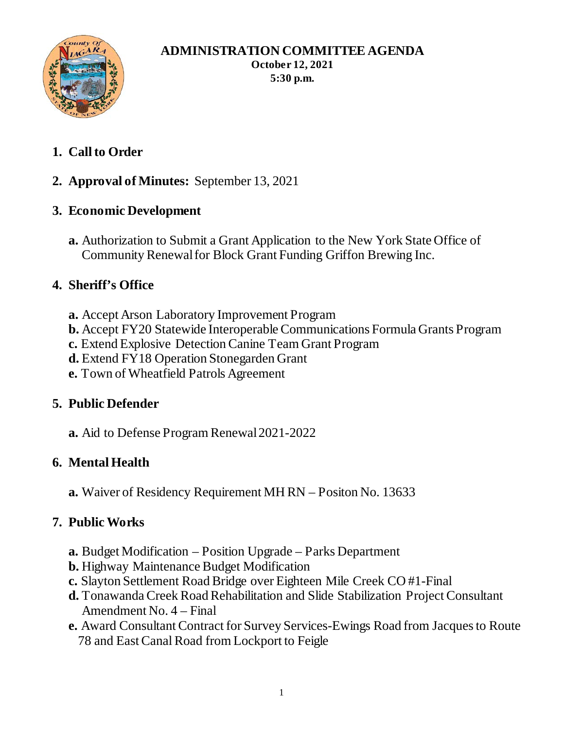# ADMINISTRATION COMMITTEE AGENDA

**October 12, 2021**
**5:30 p.m.**

1. **Call to Order**

2. **Approval of Minutes:** September 13, 2021

3. **Economic Development**

   **a.** Authorization to Submit a Grant Application to the New York State Office of Community Renewal for Block Grant Funding Griffon Brewing Inc.

4. **Sheriff's Office**

   **a.** Accept Arson Laboratory Improvement Program
   **b.** Accept FY20 Statewide Interoperable Communications Formula Grants Program
   **c.** Extend Explosive Detection Canine Team Grant Program
   **d.** Extend FY18 Operation Stonegarden Grant
   **e.** Town of Wheatfield Patrols Agreement

5. **Public Defender**

   **a.** Aid to Defense Program Renewal 2021-2022

6. **Mental Health**

   **a.** Waiver of Residency Requirement MH RN – Positon No. 13633

7. **Public Works**

   **a.** Budget Modification – Position Upgrade – Parks Department
   **b.** Highway Maintenance Budget Modification
   **c.** Slayton Settlement Road Bridge over Eighteen Mile Creek CO #1-Final
   **d.** Tonawanda Creek Road Rehabilitation and Slide Stabilization Project Consultant Amendment No. 4 – Final
   **e.** Award Consultant Contract for Survey Services-Ewings Road from Jacques to Route 78 and East Canal Road from Lockport to Feigle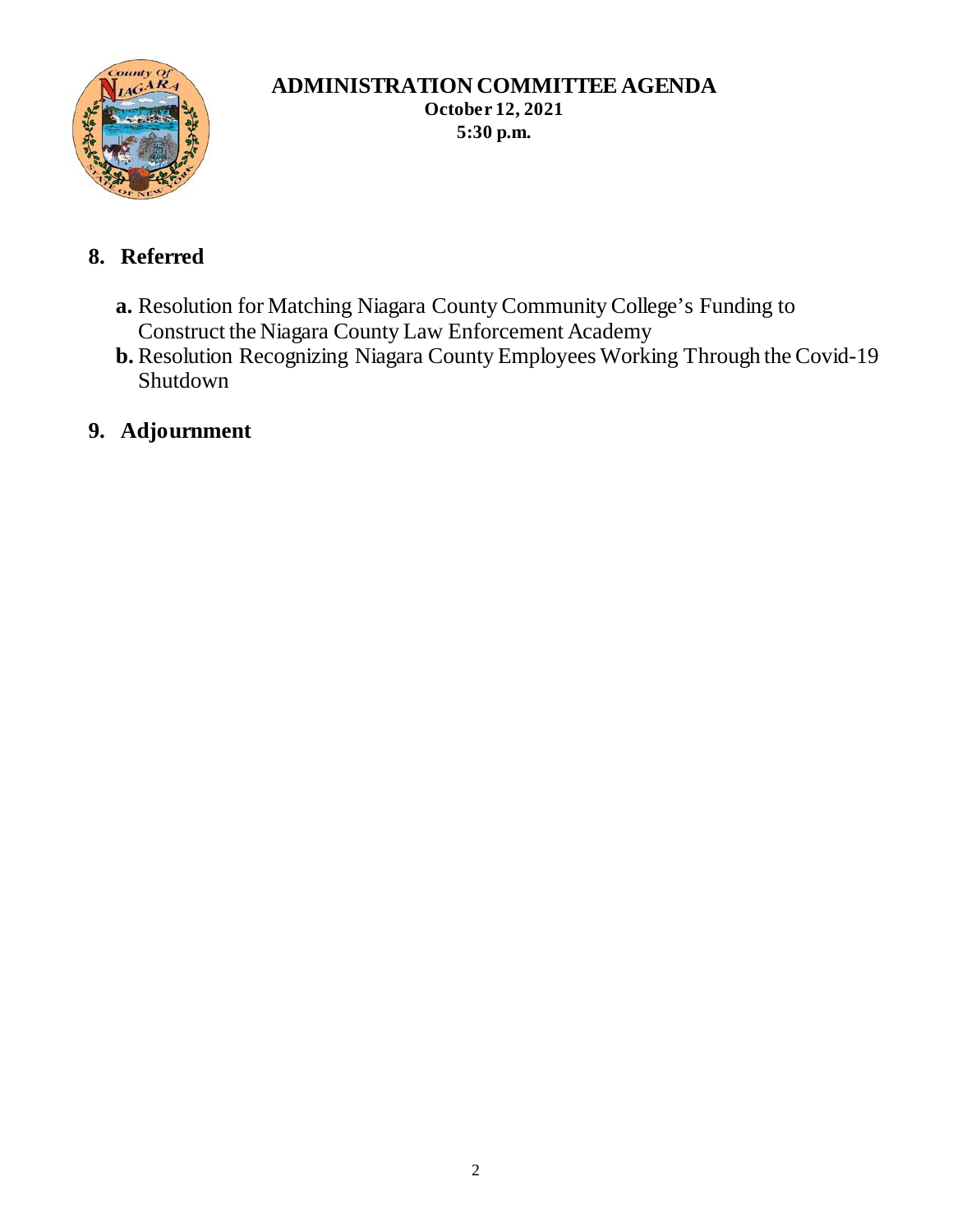# ADMINISTRATION COMMITTEE AGENDA

**October 12, 2021**
**5:30 p.m.**

## 8. Referred

- **a.** Resolution for Matching Niagara County Community College's Funding to Construct the Niagara County Law Enforcement Academy
- **b.** Resolution Recognizing Niagara County Employees Working Through the Covid-19 Shutdown

## 9. Adjournment